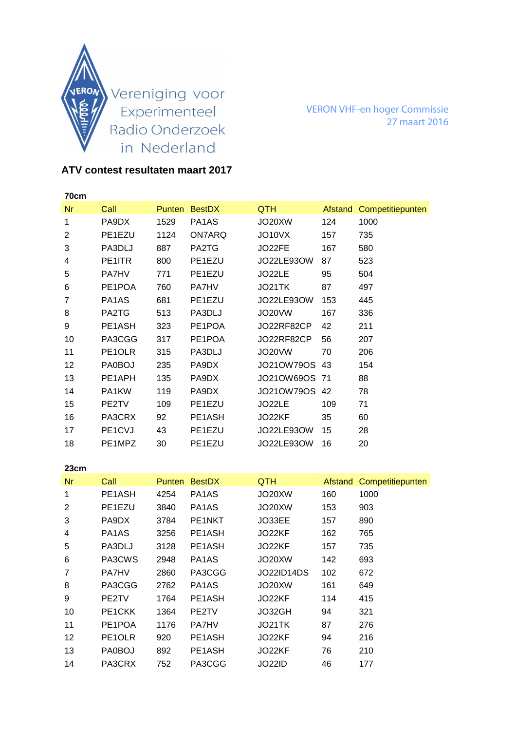Vereniging voor Experimenteel Radio Onderzoek in Nederland

VERON VHF-en hoger Commissie
27 maart 2016

## ATV contest resultaten maart 2017

### 70cm

| Nr | Call | Punten | BestDX | QTH | Afstand | Competitiepunten |
|---|---|---|---|---|---|---|
| 1 | PA9DX | 1529 | PA1AS | JO20XW | 124 | 1000 |
| 2 | PE1EZU | 1124 | ON7ARQ | JO10VX | 157 | 735 |
| 3 | PA3DLJ | 887 | PA2TG | JO22FE | 167 | 580 |
| 4 | PE1ITR | 800 | PE1EZU | JO22LE93OW | 87 | 523 |
| 5 | PA7HV | 771 | PE1EZU | JO22LE | 95 | 504 |
| 6 | PE1POA | 760 | PA7HV | JO21TK | 87 | 497 |
| 7 | PA1AS | 681 | PE1EZU | JO22LE93OW | 153 | 445 |
| 8 | PA2TG | 513 | PA3DLJ | JO20VW | 167 | 336 |
| 9 | PE1ASH | 323 | PE1POA | JO22RF82CP | 42 | 211 |
| 10 | PA3CGG | 317 | PE1POA | JO22RF82CP | 56 | 207 |
| 11 | PE1OLR | 315 | PA3DLJ | JO20VW | 70 | 206 |
| 12 | PA0BOJ | 235 | PA9DX | JO21OW79OS | 43 | 154 |
| 13 | PE1APH | 135 | PA9DX | JO21OW69OS | 71 | 88 |
| 14 | PA1KW | 119 | PA9DX | JO21OW79OS | 42 | 78 |
| 15 | PE2TV | 109 | PE1EZU | JO22LE | 109 | 71 |
| 16 | PA3CRX | 92 | PE1ASH | JO22KF | 35 | 60 |
| 17 | PE1CVJ | 43 | PE1EZU | JO22LE93OW | 15 | 28 |
| 18 | PE1MPZ | 30 | PE1EZU | JO22LE93OW | 16 | 20 |

### 23cm

| Nr | Call | Punten | BestDX | QTH | Afstand | Competitiepunten |
|---|---|---|---|---|---|---|
| 1 | PE1ASH | 4254 | PA1AS | JO20XW | 160 | 1000 |
| 2 | PE1EZU | 3840 | PA1AS | JO20XW | 153 | 903 |
| 3 | PA9DX | 3784 | PE1NKT | JO33EE | 157 | 890 |
| 4 | PA1AS | 3256 | PE1ASH | JO22KF | 162 | 765 |
| 5 | PA3DLJ | 3128 | PE1ASH | JO22KF | 157 | 735 |
| 6 | PA3CWS | 2948 | PA1AS | JO20XW | 142 | 693 |
| 7 | PA7HV | 2860 | PA3CGG | JO22ID14DS | 102 | 672 |
| 8 | PA3CGG | 2762 | PA1AS | JO20XW | 161 | 649 |
| 9 | PE2TV | 1764 | PE1ASH | JO22KF | 114 | 415 |
| 10 | PE1CKK | 1364 | PE2TV | JO32GH | 94 | 321 |
| 11 | PE1POA | 1176 | PA7HV | JO21TK | 87 | 276 |
| 12 | PE1OLR | 920 | PE1ASH | JO22KF | 94 | 216 |
| 13 | PA0BOJ | 892 | PE1ASH | JO22KF | 76 | 210 |
| 14 | PA3CRX | 752 | PA3CGG | JO22ID | 46 | 177 |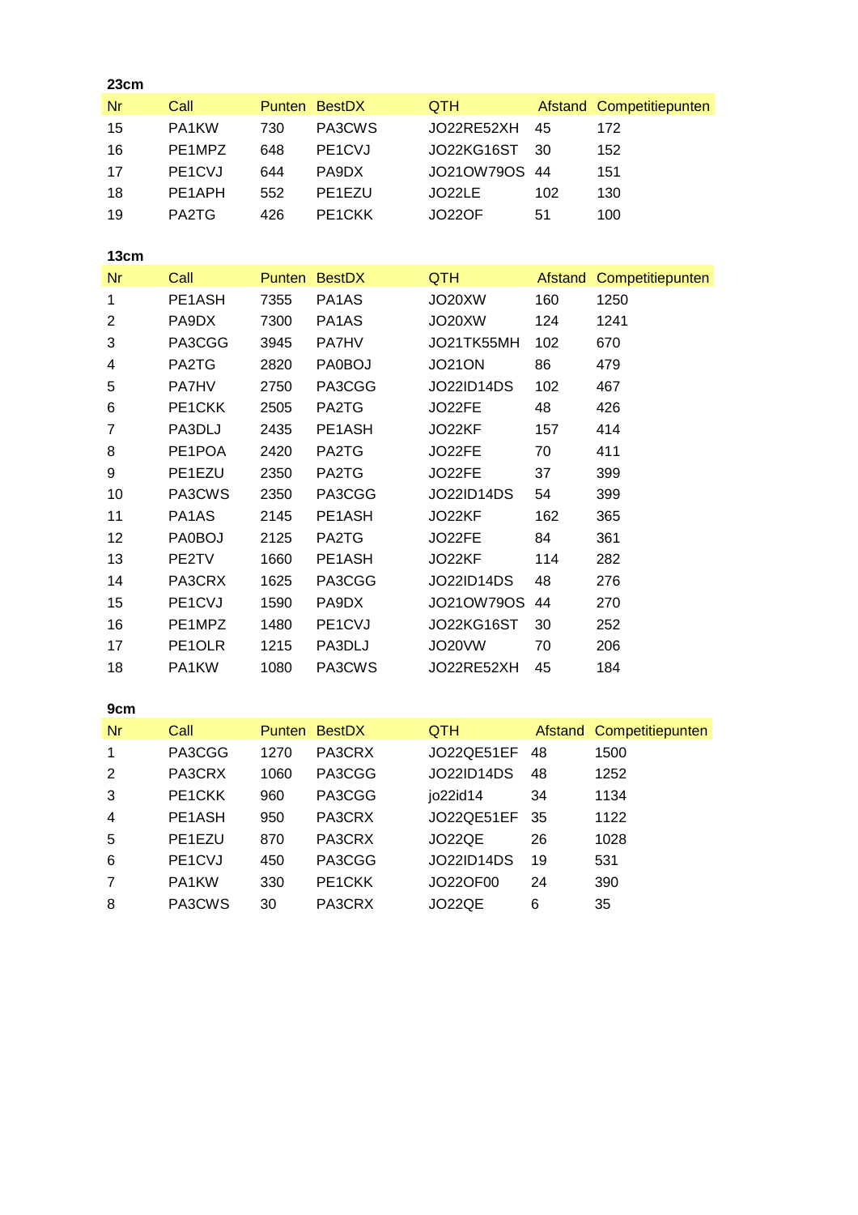**23cm**

| Nr | Call | Punten | BestDX | QTH | Afstand | Competitiepunten |
|---|---|---|---|---|---|---|
| 15 | PA1KW | 730 | PA3CWS | JO22RE52XH | 45 | 172 |
| 16 | PE1MPZ | 648 | PE1CVJ | JO22KG16ST | 30 | 152 |
| 17 | PE1CVJ | 644 | PA9DX | JO21OW79OS | 44 | 151 |
| 18 | PE1APH | 552 | PE1EZU | JO22LE | 102 | 130 |
| 19 | PA2TG | 426 | PE1CKK | JO22OF | 51 | 100 |

**13cm**

| Nr | Call | Punten | BestDX | QTH | Afstand | Competitiepunten |
|---|---|---|---|---|---|---|
| 1 | PE1ASH | 7355 | PA1AS | JO20XW | 160 | 1250 |
| 2 | PA9DX | 7300 | PA1AS | JO20XW | 124 | 1241 |
| 3 | PA3CGG | 3945 | PA7HV | JO21TK55MH | 102 | 670 |
| 4 | PA2TG | 2820 | PA0BOJ | JO21ON | 86 | 479 |
| 5 | PA7HV | 2750 | PA3CGG | JO22ID14DS | 102 | 467 |
| 6 | PE1CKK | 2505 | PA2TG | JO22FE | 48 | 426 |
| 7 | PA3DLJ | 2435 | PE1ASH | JO22KF | 157 | 414 |
| 8 | PE1POA | 2420 | PA2TG | JO22FE | 70 | 411 |
| 9 | PE1EZU | 2350 | PA2TG | JO22FE | 37 | 399 |
| 10 | PA3CWS | 2350 | PA3CGG | JO22ID14DS | 54 | 399 |
| 11 | PA1AS | 2145 | PE1ASH | JO22KF | 162 | 365 |
| 12 | PA0BOJ | 2125 | PA2TG | JO22FE | 84 | 361 |
| 13 | PE2TV | 1660 | PE1ASH | JO22KF | 114 | 282 |
| 14 | PA3CRX | 1625 | PA3CGG | JO22ID14DS | 48 | 276 |
| 15 | PE1CVJ | 1590 | PA9DX | JO21OW79OS | 44 | 270 |
| 16 | PE1MPZ | 1480 | PE1CVJ | JO22KG16ST | 30 | 252 |
| 17 | PE1OLR | 1215 | PA3DLJ | JO20VW | 70 | 206 |
| 18 | PA1KW | 1080 | PA3CWS | JO22RE52XH | 45 | 184 |

**9cm**

| Nr | Call | Punten | BestDX | QTH | Afstand | Competitiepunten |
|---|---|---|---|---|---|---|
| 1 | PA3CGG | 1270 | PA3CRX | JO22QE51EF | 48 | 1500 |
| 2 | PA3CRX | 1060 | PA3CGG | JO22ID14DS | 48 | 1252 |
| 3 | PE1CKK | 960 | PA3CGG | jo22id14 | 34 | 1134 |
| 4 | PE1ASH | 950 | PA3CRX | JO22QE51EF | 35 | 1122 |
| 5 | PE1EZU | 870 | PA3CRX | JO22QE | 26 | 1028 |
| 6 | PE1CVJ | 450 | PA3CGG | JO22ID14DS | 19 | 531 |
| 7 | PA1KW | 330 | PE1CKK | JO22OF00 | 24 | 390 |
| 8 | PA3CWS | 30 | PA3CRX | JO22QE | 6 | 35 |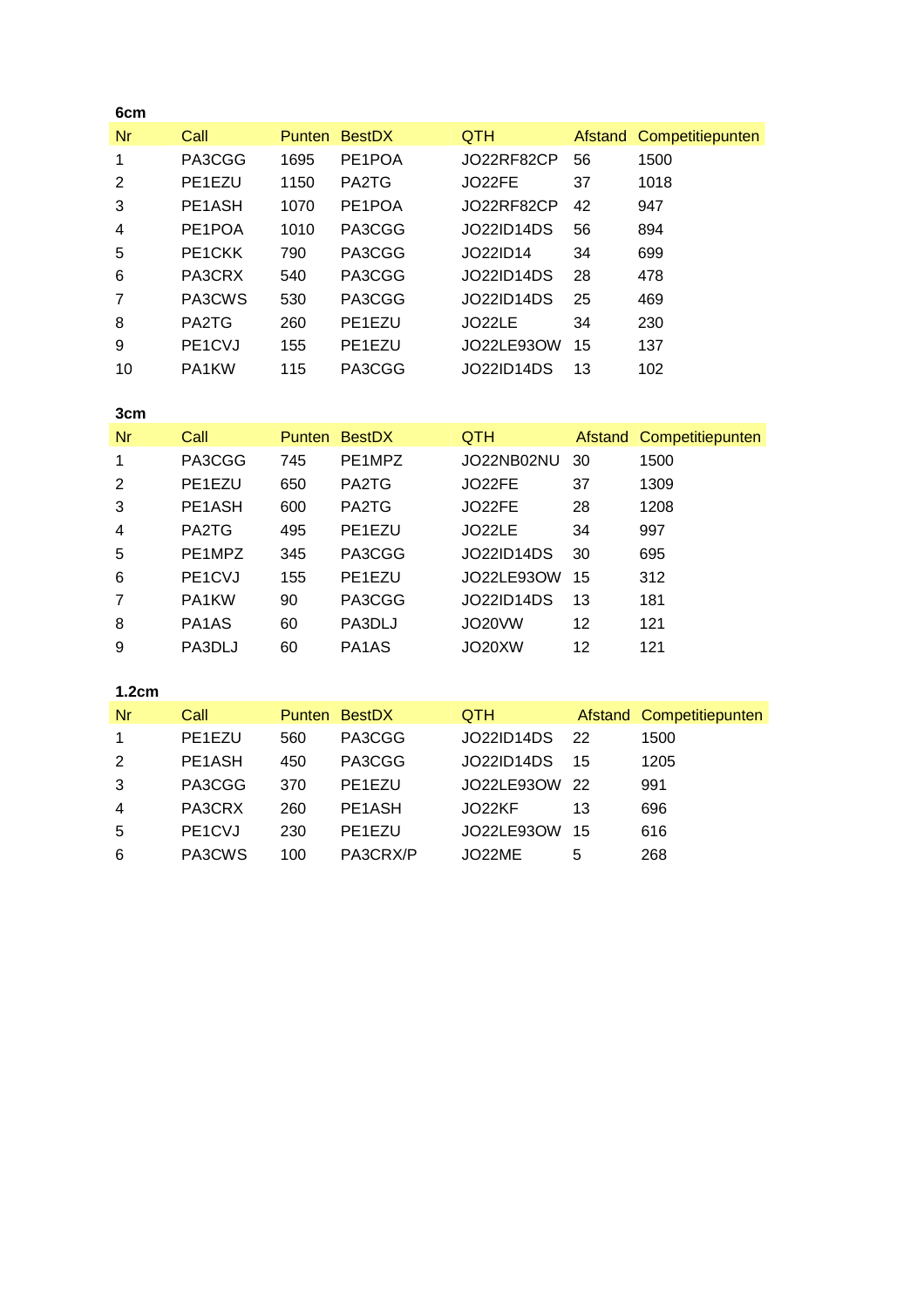### 6cm

| Nr | Call | Punten | BestDX | QTH | Afstand | Competitiepunten |
|---|---|---|---|---|---|---|
| 1 | PA3CGG | 1695 | PE1POA | JO22RF82CP | 56 | 1500 |
| 2 | PE1EZU | 1150 | PA2TG | JO22FE | 37 | 1018 |
| 3 | PE1ASH | 1070 | PE1POA | JO22RF82CP | 42 | 947 |
| 4 | PE1POA | 1010 | PA3CGG | JO22ID14DS | 56 | 894 |
| 5 | PE1CKK | 790 | PA3CGG | JO22ID14 | 34 | 699 |
| 6 | PA3CRX | 540 | PA3CGG | JO22ID14DS | 28 | 478 |
| 7 | PA3CWS | 530 | PA3CGG | JO22ID14DS | 25 | 469 |
| 8 | PA2TG | 260 | PE1EZU | JO22LE | 34 | 230 |
| 9 | PE1CVJ | 155 | PE1EZU | JO22LE93OW | 15 | 137 |
| 10 | PA1KW | 115 | PA3CGG | JO22ID14DS | 13 | 102 |

### 3cm

| Nr | Call | Punten | BestDX | QTH | Afstand | Competitiepunten |
|---|---|---|---|---|---|---|
| 1 | PA3CGG | 745 | PE1MPZ | JO22NB02NU | 30 | 1500 |
| 2 | PE1EZU | 650 | PA2TG | JO22FE | 37 | 1309 |
| 3 | PE1ASH | 600 | PA2TG | JO22FE | 28 | 1208 |
| 4 | PA2TG | 495 | PE1EZU | JO22LE | 34 | 997 |
| 5 | PE1MPZ | 345 | PA3CGG | JO22ID14DS | 30 | 695 |
| 6 | PE1CVJ | 155 | PE1EZU | JO22LE93OW | 15 | 312 |
| 7 | PA1KW | 90 | PA3CGG | JO22ID14DS | 13 | 181 |
| 8 | PA1AS | 60 | PA3DLJ | JO20VW | 12 | 121 |
| 9 | PA3DLJ | 60 | PA1AS | JO20XW | 12 | 121 |

### 1.2cm

| Nr | Call | Punten | BestDX | QTH | Afstand | Competitiepunten |
|---|---|---|---|---|---|---|
| 1 | PE1EZU | 560 | PA3CGG | JO22ID14DS | 22 | 1500 |
| 2 | PE1ASH | 450 | PA3CGG | JO22ID14DS | 15 | 1205 |
| 3 | PA3CGG | 370 | PE1EZU | JO22LE93OW | 22 | 991 |
| 4 | PA3CRX | 260 | PE1ASH | JO22KF | 13 | 696 |
| 5 | PE1CVJ | 230 | PE1EZU | JO22LE93OW | 15 | 616 |
| 6 | PA3CWS | 100 | PA3CRX/P | JO22ME | 5 | 268 |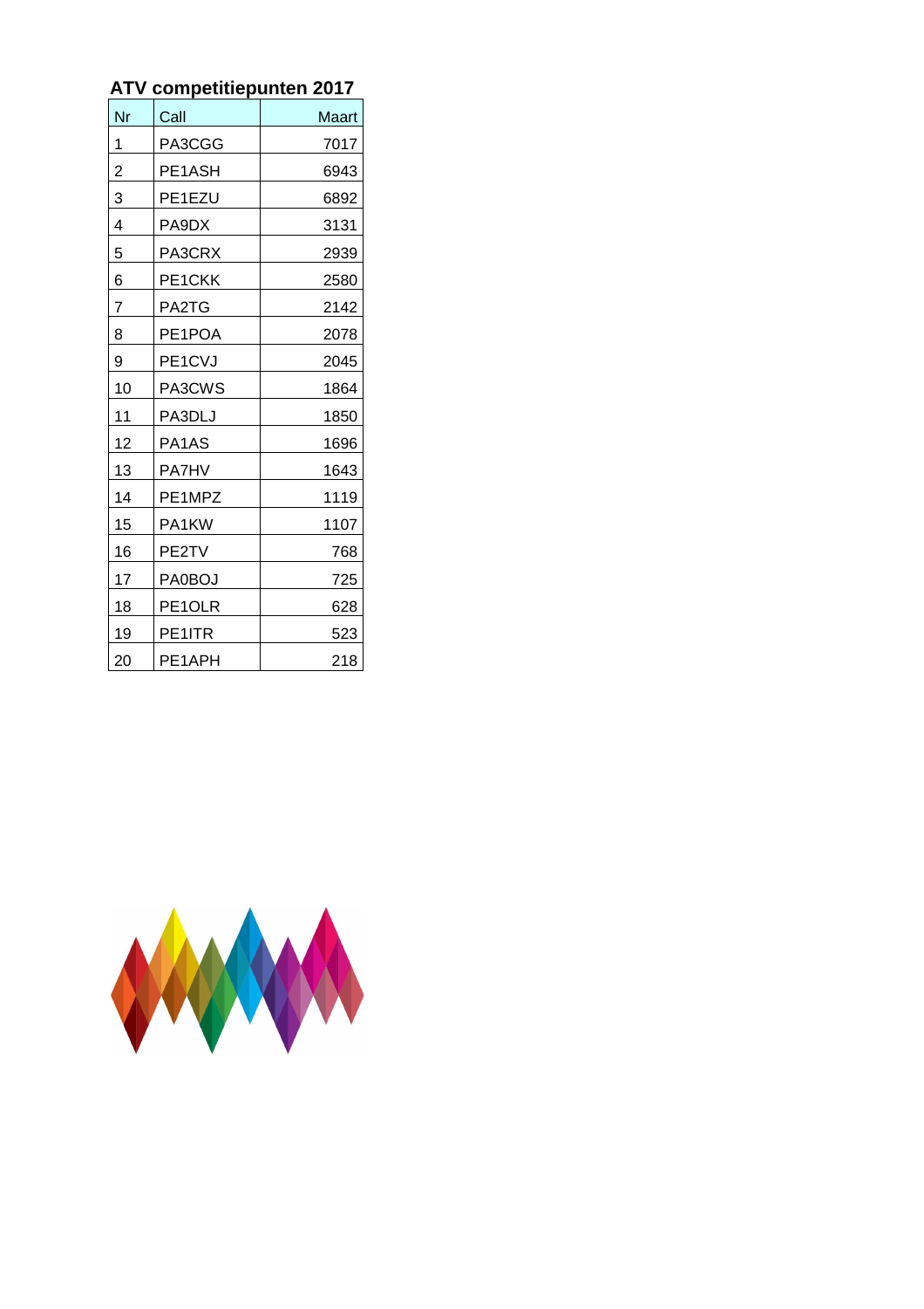## ATV competitiepunten 2017

| Nr | Call | Maart |
|---|---|---|
| 1 | PA3CGG | 7017 |
| 2 | PE1ASH | 6943 |
| 3 | PE1EZU | 6892 |
| 4 | PA9DX | 3131 |
| 5 | PA3CRX | 2939 |
| 6 | PE1CKK | 2580 |
| 7 | PA2TG | 2142 |
| 8 | PE1POA | 2078 |
| 9 | PE1CVJ | 2045 |
| 10 | PA3CWS | 1864 |
| 11 | PA3DLJ | 1850 |
| 12 | PA1AS | 1696 |
| 13 | PA7HV | 1643 |
| 14 | PE1MPZ | 1119 |
| 15 | PA1KW | 1107 |
| 16 | PE2TV | 768 |
| 17 | PA0BOJ | 725 |
| 18 | PE1OLR | 628 |
| 19 | PE1ITR | 523 |
| 20 | PE1APH | 218 |